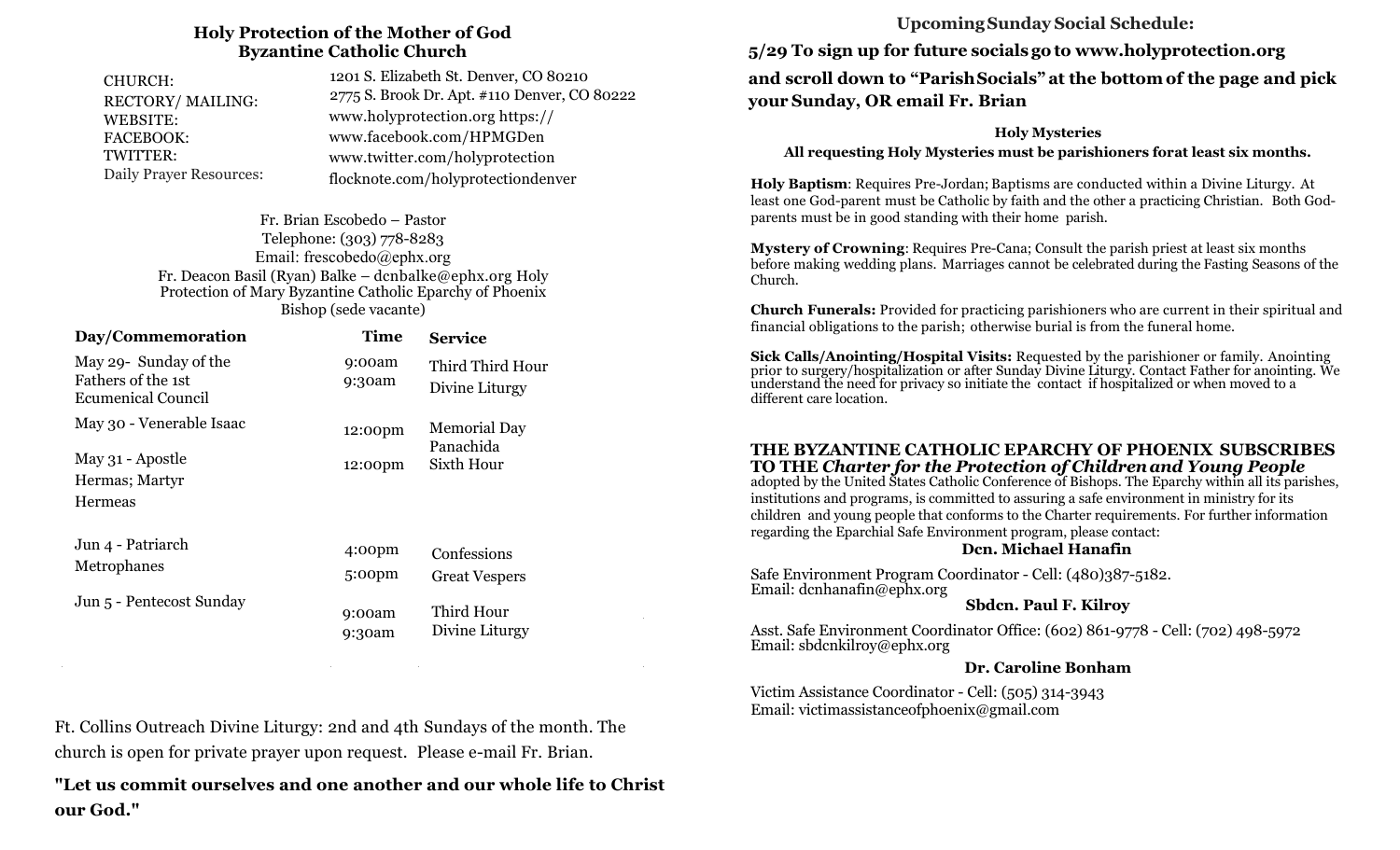## Holy Protection of the Mother of God
## Byzantine Catholic Church

| | |
|---|---|
| CHURCH: | 1201 S. Elizabeth St. Denver, CO 80210 |
| RECTORY/ MAILING: | 2775 S. Brook Dr. Apt. #110 Denver, CO 80222 |
| WEBSITE: | www.holyprotection.org https:// |
| FACEBOOK: | www.facebook.com/HPMGDen |
| TWITTER: | www.twitter.com/holyprotection |
| Daily Prayer Resources: | flocknote.com/holyprotectiondenver |

Fr. Brian Escobedo – Pastor
Telephone: (303) 778-8283
Email: frescobedo@ephx.org
Fr. Deacon Basil (Ryan) Balke – dcnbalke@ephx.org Holy Protection of Mary Byzantine Catholic Eparchy of Phoenix
Bishop (sede vacante)

| Day/Commemoration | Time | Service |
|---|---|---|
| May 29- Sunday of the Fathers of the 1st Ecumenical Council | 9:00am<br>9:30am | Third Third Hour<br>Divine Liturgy |
| May 30 - Venerable Isaac | 12:00pm | Memorial Day Panachida |
| May 31 - Apostle Hermas; Martyr Hermeas | 12:00pm | Sixth Hour |
| Jun 4 - Patriarch Metrophanes | 4:00pm<br>5:00pm | Confessions<br>Great Vespers |
| Jun 5 - Pentecost Sunday | 9:00am<br>9:30am | Third Hour<br>Divine Liturgy |

Ft. Collins Outreach Divine Liturgy: 2nd and 4th Sundays of the month. The church is open for private prayer upon request. Please e-mail Fr. Brian.

**"Let us commit ourselves and one another and our whole life to Christ our God."**

### Upcoming Sunday Social Schedule:

**5/29 To sign up for future socials go to www.holyprotection.org and scroll down to "Parish Socials" at the bottom of the page and pick your Sunday, OR email Fr. Brian**

### Holy Mysteries

**All requesting Holy Mysteries must be parishioners forat least six months.**

**Holy Baptism**: Requires Pre-Jordan; Baptisms are conducted within a Divine Liturgy. At least one God-parent must be Catholic by faith and the other a practicing Christian. Both God-parents must be in good standing with their home parish.

**Mystery of Crowning**: Requires Pre-Cana; Consult the parish priest at least six months before making wedding plans. Marriages cannot be celebrated during the Fasting Seasons of the Church.

**Church Funerals:** Provided for practicing parishioners who are current in their spiritual and financial obligations to the parish; otherwise burial is from the funeral home.

**Sick Calls/Anointing/Hospital Visits:** Requested by the parishioner or family. Anointing prior to surgery/hospitalization or after Sunday Divine Liturgy. Contact Father for anointing. We understand the need for privacy so initiate the contact if hospitalized or when moved to a different care location.

**THE BYZANTINE CATHOLIC EPARCHY OF PHOENIX SUBSCRIBES TO THE *Charter for the Protection of Children and Young People*** adopted by the United States Catholic Conference of Bishops. The Eparchy within all its parishes, institutions and programs, is committed to assuring a safe environment in ministry for its children and young people that conforms to the Charter requirements. For further information regarding the Eparchial Safe Environment program, please contact:

**Dcn. Michael Hanafin**

Safe Environment Program Coordinator - Cell: (480)387-5182.
Email: dcnhanafin@ephx.org

**Sbdcn. Paul F. Kilroy**

Asst. Safe Environment Coordinator Office: (602) 861-9778 - Cell: (702) 498-5972
Email: sbdcnkilroy@ephx.org

**Dr. Caroline Bonham**

Victim Assistance Coordinator - Cell: (505) 314-3943
Email: victimassistanceofphoenix@gmail.com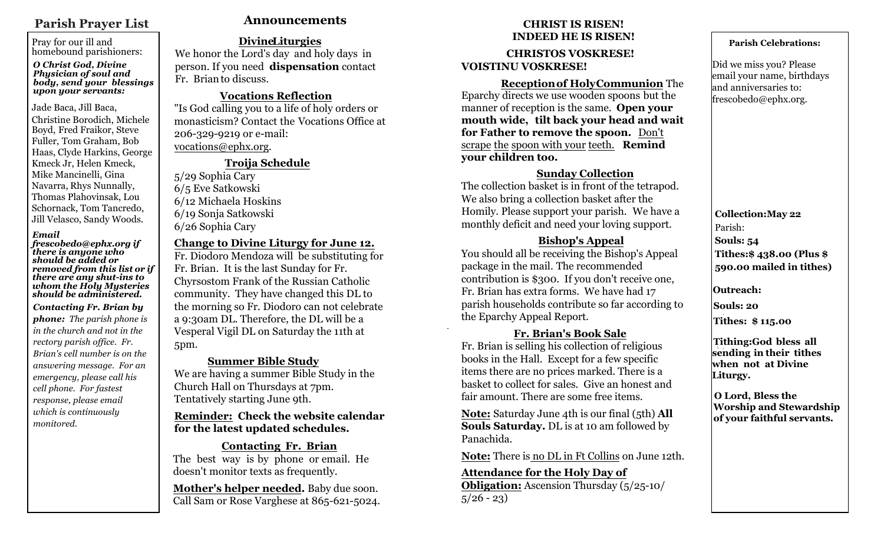## Parish Prayer List

Pray for our ill and homebound parishioners:

***O Christ God, Divine Physician of soul and body, send your blessings upon your servants:***

Jade Baca, Jill Baca, Christine Borodich, Michele Boyd, Fred Fraikor, Steve Fuller, Tom Graham, Bob Haas, Clyde Harkins, George Kmeck Jr, Helen Kmeck, Mike Mancinelli, Gina Navarra, Rhys Nunnally, Thomas Plahovinsak, Lou Schornack, Tom Tancredo, Jill Velasco, Sandy Woods.

***Email frescobedo@ephx.org if there is anyone who should be added or removed from this list or if there are any shut-ins to whom the Holy Mysteries should be administered.***

***Contacting Fr. Brian by phone:*** *The parish phone is in the church and not in the rectory parish office. Fr. Brian's cell number is on the answering message. For an emergency, please call his cell phone. For fastest response, please email which is continuously monitored.*

## Announcements

**Divine Liturgies**

We honor the Lord's day and holy days in person. If you need **dispensation** contact Fr. Brian to discuss.

**Vocations Reflection**

"Is God calling you to a life of holy orders or monasticism? Contact the Vocations Office at 206-329-9219 or e-mail: vocations@ephx.org.

**Troija Schedule**

5/29 Sophia Cary
6/5 Eve Satkowski
6/12 Michaela Hoskins
6/19 Sonja Satkowski
6/26 Sophia Cary

**Change to Divine Liturgy for June 12.**

Fr. Diodoro Mendoza will be substituting for Fr. Brian. It is the last Sunday for Fr. Chyrsostom Frank of the Russian Catholic community. They have changed this DL to the morning so Fr. Diodoro can not celebrate a 9:30am DL. Therefore, the DL will be a Vesperal Vigil DL on Saturday the 11th at 5pm.

**Summer Bible Study**

We are having a summer Bible Study in the Church Hall on Thursdays at 7pm. Tentatively starting June 9th.

**Reminder: Check the website calendar for the latest updated schedules.**

**Contacting Fr. Brian**

The best way is by phone or email. He doesn't monitor texts as frequently.

**Mother's helper needed.** Baby due soon. Call Sam or Rose Varghese at 865-621-5024.

**CHRIST IS RISEN!**
**INDEED HE IS RISEN!**

**CHRISTOS VOSKRESE!**
**VOISTINU VOSKRESE!**

**Reception of Holy Communion** The Eparchy directs we use wooden spoons but the manner of reception is the same. **Open your mouth wide, tilt back your head and wait for Father to remove the spoon.** Don't scrape the spoon with your teeth. **Remind your children too.**

**Sunday Collection**

The collection basket is in front of the tetrapod. We also bring a collection basket after the Homily. Please support your parish. We have a monthly deficit and need your loving support.

**Bishop's Appeal**

You should all be receiving the Bishop's Appeal package in the mail. The recommended contribution is $300. If you don't receive one, Fr. Brian has extra forms. We have had 17 parish households contribute so far according to the Eparchy Appeal Report.

**Fr. Brian's Book Sale**

Fr. Brian is selling his collection of religious books in the Hall. Except for a few specific items there are no prices marked. There is a basket to collect for sales. Give an honest and fair amount. There are some free items.

**Note:** Saturday June 4th is our final (5th) **All Souls Saturday.** DL is at 10 am followed by Panachida.

**Note:** There is no DL in Ft Collins on June 12th.

**Attendance for the Holy Day of Obligation:** Ascension Thursday (5/25-10/ 5/26 - 23)

**Parish Celebrations:**

Did we miss you? Please email your name, birthdays and anniversaries to: frescobedo@ephx.org.

**Collection: May 22**

Parish:

**Souls: 54**

**Tithes: $ 438.00 (Plus $ 590.00 mailed in tithes)**

**Outreach:**

**Souls: 20**

**Tithes: $ 115.00**

**Tithing: God bless all sending in their tithes when not at Divine Liturgy.**

**O Lord, Bless the Worship and Stewardship of your faithful servants.**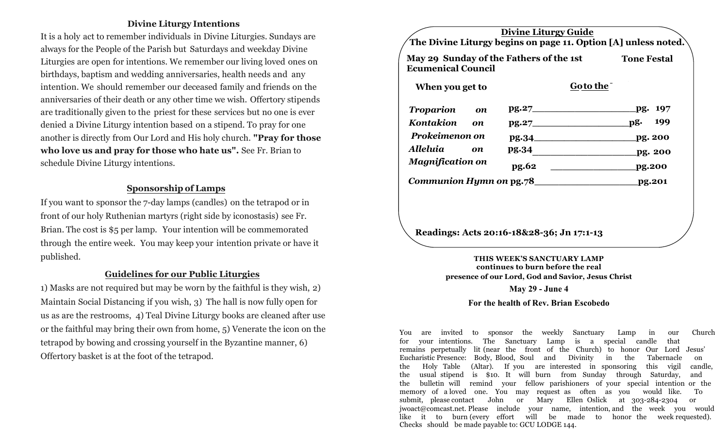## Divine Liturgy Intentions

It is a holy act to remember individuals in Divine Liturgies. Sundays are always for the People of the Parish but Saturdays and weekday Divine Liturgies are open for intentions. We remember our living loved ones on birthdays, baptism and wedding anniversaries, health needs and any intention. We should remember our deceased family and friends on the anniversaries of their death or any other time we wish. Offertory stipends are traditionally given to the priest for these services but no one is ever denied a Divine Liturgy intention based on a stipend. To pray for one another is directly from Our Lord and His holy church. **"Pray for those who love us and pray for those who hate us".** See Fr. Brian to schedule Divine Liturgy intentions.

## Sponsorship of Lamps

If you want to sponsor the 7-day lamps (candles) on the tetrapod or in front of our holy Ruthenian martyrs (right side by iconostasis) see Fr. Brian. The cost is $5 per lamp. Your intention will be commemorated through the entire week. You may keep your intention private or have it published.

## Guidelines for our Public Liturgies

1) Masks are not required but may be worn by the faithful is they wish, 2) Maintain Social Distancing if you wish, 3) The hall is now fully open for us as are the restrooms, 4) Teal Divine Liturgy books are cleaned after use or the faithful may bring their own from home, 5) Venerate the icon on the tetrapod by bowing and crossing yourself in the Byzantine manner, 6) Offertory basket is at the foot of the tetrapod.

## Divine Liturgy Guide

**The Divine Liturgy begins on page 11. Option [A] unless noted.**

**May 29 Sunday of the Fathers of the 1st Ecumenical Council** **Tone Festal**

| When you get to | | Go to the |
|---|---|---|
| *Troparion on* | pg.27 | pg. 197 |
| *Kontakion on* | pg.27 | pg. 199 |
| *Prokeimenon on* | pg.34 | pg. 200 |
| *Alleluia on* | pg.34 | pg. 200 |
| *Magnification on* | pg.62 | pg.200 |
| *Communion Hymn on* | pg.78 | pg.201 |

**Readings: Acts 20:16-18&28-36; Jn 17:1-13**

**THIS WEEK'S SANCTUARY LAMP**
**continues to burn before the real presence of our Lord, God and Savior, Jesus Christ**

**May 29 - June 4**

**For the health of Rev. Brian Escobedo**

You are invited to sponsor the weekly Sanctuary Lamp in our Church for your intentions. The Sanctuary Lamp is a special candle that remains perpetually lit (near the front of the Church) to honor Our Lord Jesus' Eucharistic Presence: Body, Blood, Soul and Divinity in the Tabernacle on the Holy Table (Altar). If you are interested in sponsoring this vigil candle, the usual stipend is $10. It will burn from Sunday through Saturday, and the bulletin will remind your fellow parishioners of your special intention or the memory of a loved one. You may request as often as you would like. To submit, please contact John or Mary Ellen Oslick at 303-284-2304 or jwoact@comcast.net. Please include your name, intention, and the week you would like it to burn (every effort will be made to honor the week requested). Checks should be made payable to: GCU LODGE 144.